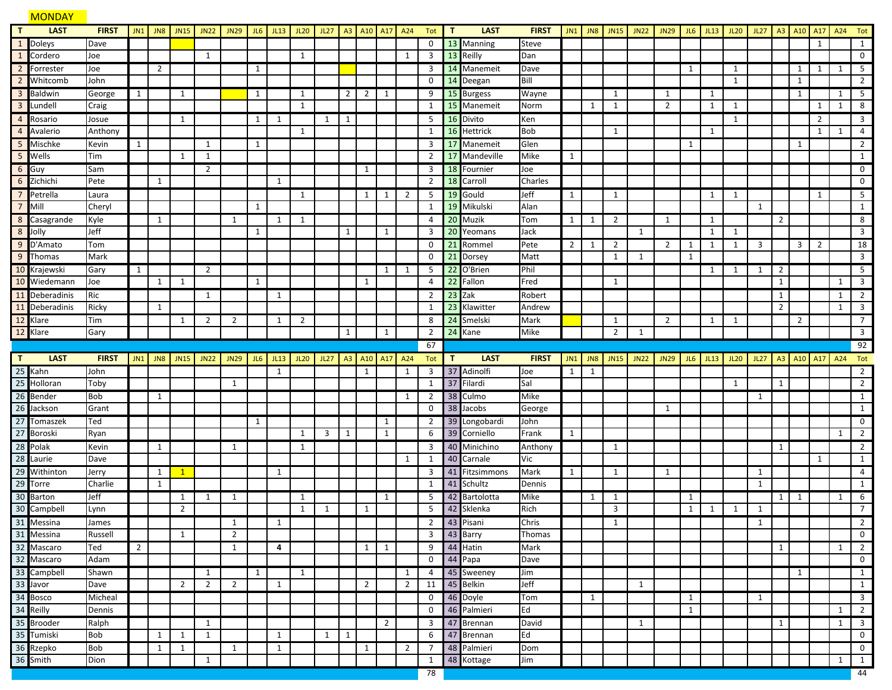MONDAY

| T | LAST | FIRST | JN1 | JN8 | JN15 | JN22 | JN29 | JL6 | JL13 | JL20 | JL27 | A3 | A10 | A17 | A24 | Tot |
|---|---|---|---|---|---|---|---|---|---|---|---|---|---|---|---|---|
| 1 | Doleys | Dave | | | | | | | | | | | | | | 0 |
| 1 | Cordero | Joe | | | | 1 | | | | 1 | | | | | 1 | 3 |
| 2 | Forrester | Joe | | 2 | | | | 1 | | | | | | | | 3 |
| 2 | Whitcomb | John | | | | | | | | | | | | | | 0 |
| 3 | Baldwin | George | 1 | | 1 | | | 1 | | 1 | | 2 | 2 | 1 | | 9 |
| 3 | Lundell | Craig | | | | | | | | 1 | | | | | | 1 |
| 4 | Rosario | Josue | | | 1 | | | 1 | 1 | | 1 | 1 | | | | 5 |
| 4 | Avalerio | Anthony | | | | | | | | 1 | | | | | | 1 |
| 5 | Mischke | Kevin | 1 | | | 1 | | 1 | | | | | | | | 3 |
| 5 | Wells | Tim | | | 1 | 1 | | | | | | | | | | 2 |
| 6 | Guy | Sam | | | | 2 | | | | | | | 1 | | | 3 |
| 6 | Zichichi | Pete | | 1 | | | | | 1 | | | | | | | 2 |
| 7 | Petrella | Laura | | | | | | | | 1 | | | 1 | 1 | 2 | 5 |
| 7 | Mill | Cheryl | | | | | | 1 | | | | | | | | 1 |
| 8 | Casagrande | Kyle | | 1 | | | 1 | | 1 | 1 | | | | | | 4 |
| 8 | Jolly | Jeff | | | | | | 1 | | | | 1 | | 1 | | 3 |
| 9 | D'Amato | Tom | | | | | | | | | | | | | | 0 |
| 9 | Thomas | Mark | | | | | | | | | | | | | | 0 |
| 10 | Krajewski | Gary | 1 | | | 2 | | | | | | | | 1 | 1 | 5 |
| 10 | Wiedemann | Joe | | 1 | 1 | | | 1 | | | | | 1 | | | 4 |
| 11 | Deberadinis | Ric | | | | 1 | | | 1 | | | | | | | 2 |
| 11 | Deberadinis | Ricky | | 1 | | | | | | | | | | | | 1 |
| 12 | Klare | Tim | | | 1 | 2 | 2 | | 1 | 2 | | | | | | 8 |
| 12 | Klare | Gary | | | | | | | | | | 1 | | 1 | | 2 |
| | | | | | | | | | | | | | | | | 67 |

| T | LAST | FIRST | JN1 | JN8 | JN15 | JN22 | JN29 | JL6 | JL13 | JL20 | JL27 | A3 | A10 | A17 | A24 | Tot |
|---|---|---|---|---|---|---|---|---|---|---|---|---|---|---|---|---|
| 13 | Manning | Steve | | | | | | | | | | | | 1 | | 1 |
| 13 | Reilly | Dan | | | | | | | | | | | | | | 0 |
| 14 | Manemeit | Dave | | | | | | 1 | | 1 | | | 1 | 1 | 1 | 5 |
| 14 | Deegan | Bill | | | | | | | | 1 | | | 1 | | | 2 |
| 15 | Burgess | Wayne | | | 1 | | 1 | | 1 | | | | 1 | | 1 | 5 |
| 15 | Manemeit | Norm | | 1 | 1 | | 2 | | 1 | 1 | | | | 1 | 1 | 8 |
| 16 | Divito | Ken | | | | | | | | 1 | | | | 2 | | 3 |
| 16 | Hettrick | Bob | | | 1 | | | | 1 | | | | | 1 | 1 | 4 |
| 17 | Manemeit | Glen | | | | | | 1 | | | | | 1 | | | 2 |
| 17 | Mandeville | Mike | 1 | | | | | | | | | | | | | 1 |
| 18 | Fournier | Joe | | | | | | | | | | | | | | 0 |
| 18 | Carroll | Charles | | | | | | | | | | | | | | 0 |
| 19 | Gould | Jeff | 1 | | 1 | | | | 1 | 1 | | | | 1 | | 5 |
| 19 | Mikulski | Alan | | | | | | | | | 1 | | | | | 1 |
| 20 | Muzik | Tom | 1 | 1 | 2 | | 1 | | 1 | | | 2 | | | | 8 |
| 20 | Yeomans | Jack | | | | 1 | | | 1 | 1 | | | | | | 3 |
| 21 | Rommel | Pete | 2 | 1 | 2 | | 2 | 1 | 1 | 1 | 3 | | 3 | 2 | | 18 |
| 21 | Dorsey | Matt | | | 1 | 1 | | 1 | | | | | | | | 3 |
| 22 | O'Brien | Phil | | | | | | | 1 | 1 | 1 | 2 | | | | 5 |
| 22 | Fallon | Fred | | | 1 | | | | | | | 1 | | | 1 | 3 |
| 23 | Zak | Robert | | | | | | | | | | 1 | | | 1 | 2 |
| 23 | Klawitter | Andrew | | | | | | | | | | 2 | | | 1 | 3 |
| 24 | Smelski | Mark | | | 1 | | 2 | | 1 | 1 | | | 2 | | | 7 |
| 24 | Kane | Mike | | | 2 | 1 | | | | | | | | | | 3 |
| | | | | | | | | | | | | | | | | 92 |

| T | LAST | FIRST | JN1 | JN8 | JN15 | JN22 | JN29 | JL6 | JL13 | JL20 | JL27 | A3 | A10 | A17 | A24 | Tot |
|---|---|---|---|---|---|---|---|---|---|---|---|---|---|---|---|---|
| 25 | Kahn | John | | | | | | | 1 | | | | 1 | | 1 | 3 |
| 25 | Holloran | Toby | | | | | 1 | | | | | | | | | 1 |
| 26 | Bender | Bob | | 1 | | | | | | | | | | | 1 | 2 |
| 26 | Jackson | Grant | | | | | | | | | | | | | | 0 |
| 27 | Tomaszek | Ted | | | | | | 1 | | | | | | 1 | | 2 |
| 27 | Boroski | Ryan | | | | | | | | 1 | 3 | 1 | | 1 | | 6 |
| 28 | Polak | Kevin | | 1 | | | 1 | | | 1 | | | | | | 3 |
| 28 | Laurie | Dave | | | | | | | | | | | | | 1 | 1 |
| 29 | Withinton | Jerry | | 1 | 1 | | | | 1 | | | | | | | 3 |
| 29 | Torre | Charlie | | 1 | | | | | | | | | | | | 1 |
| 30 | Barton | Jeff | | | 1 | 1 | 1 | | | 1 | | | | 1 | | 5 |
| 30 | Campbell | Lynn | | | 2 | | | | | 1 | 1 | | 1 | | | 5 |
| 31 | Messina | James | | | | | 1 | | 1 | | | | | | | 2 |
| 31 | Messina | Russell | | | 1 | | 2 | | | | | | | | | 3 |
| 32 | Mascaro | Ted | 2 | | | | 1 | | **4** | | | | 1 | 1 | | 9 |
| 32 | Mascaro | Adam | | | | | | | | | | | | | | 0 |
| 33 | Campbell | Shawn | | | | 1 | | 1 | | 1 | | | | | 1 | 4 |
| 33 | Javor | Dave | | | 2 | 2 | 2 | | 1 | | | | 2 | | 2 | 11 |
| 34 | Bosco | Micheal | | | | | | | | | | | | | | 0 |
| 34 | Reilly | Dennis | | | | | | | | | | | | | | 0 |
| 35 | Brooder | Ralph | | | | 1 | | | | | | | | 2 | | 3 |
| 35 | Tumiski | Bob | | 1 | 1 | 1 | | | 1 | | 1 | 1 | | | | 6 |
| 36 | Rzepko | Bob | | 1 | 1 | | 1 | | 1 | | | | 1 | | 2 | 7 |
| 36 | Smith | Dion | | | | 1 | | | | | | | | | | 1 |
| | | | | | | | | | | | | | | | | 78 |

| T | LAST | FIRST | JN1 | JN8 | JN15 | JN22 | JN29 | JL6 | JL13 | JL20 | JL27 | A3 | A10 | A17 | A24 | Tot |
|---|---|---|---|---|---|---|---|---|---|---|---|---|---|---|---|---|
| 37 | Adinolfi | Joe | 1 | 1 | | | | | | | | | | | | 2 |
| 37 | Filardi | Sal | | | | | | | | 1 | | 1 | | | | 2 |
| 38 | Culmo | Mike | | | | | | | | | 1 | | | | | 1 |
| 38 | Jacobs | George | | | | | 1 | | | | | | | | | 1 |
| 39 | Longobardi | John | | | | | | | | | | | | | | 0 |
| 39 | Corniello | Frank | 1 | | | | | | | | | | | | 1 | 2 |
| 40 | Minichino | Anthony | | | 1 | | | | | | | 1 | | | | 2 |
| 40 | Carnale | Vic | | | | | | | | | | | | 1 | | 1 |
| 41 | Fitzsimmons | Mark | 1 | | 1 | | 1 | | | | 1 | | | | | 4 |
| 41 | Schultz | Dennis | | | | | | | | | 1 | | | | | 1 |
| 42 | Bartolotta | Mike | | 1 | 1 | | | 1 | | | | 1 | 1 | | 1 | 6 |
| 42 | Sklenka | Rich | | | 3 | | | 1 | 1 | 1 | 1 | | | | | 7 |
| 43 | Pisani | Chris | | | 1 | | | | | | 1 | | | | | 2 |
| 43 | Barry | Thomas | | | | | | | | | | | | | | 0 |
| 44 | Hatin | Mark | | | | | | | | | | 1 | | | 1 | 2 |
| 44 | Papa | Dave | | | | | | | | | | | | | | 0 |
| 45 | Sweeney | Jim | | | | | | | | | | | 1 | | | 1 |
| 45 | Belkin | Jeff | | | | 1 | | | | | | | | | | 1 |
| 46 | Doyle | Tom | | 1 | | | | 1 | | | 1 | | | | | 3 |
| 46 | Palmieri | Ed | | | | | | 1 | | | | | | | 1 | 2 |
| 47 | Brennan | David | | | | 1 | | | | | | 1 | | | 1 | 3 |
| 47 | Brennan | Ed | | | | | | | | | | | | | | 0 |
| 48 | Palmieri | Dom | | | | | | | | | | | | | | 0 |
| 48 | Kottage | Jim | | | | | | | | | | | | | 1 | 1 |
| | | | | | | | | | | | | | | | | 44 |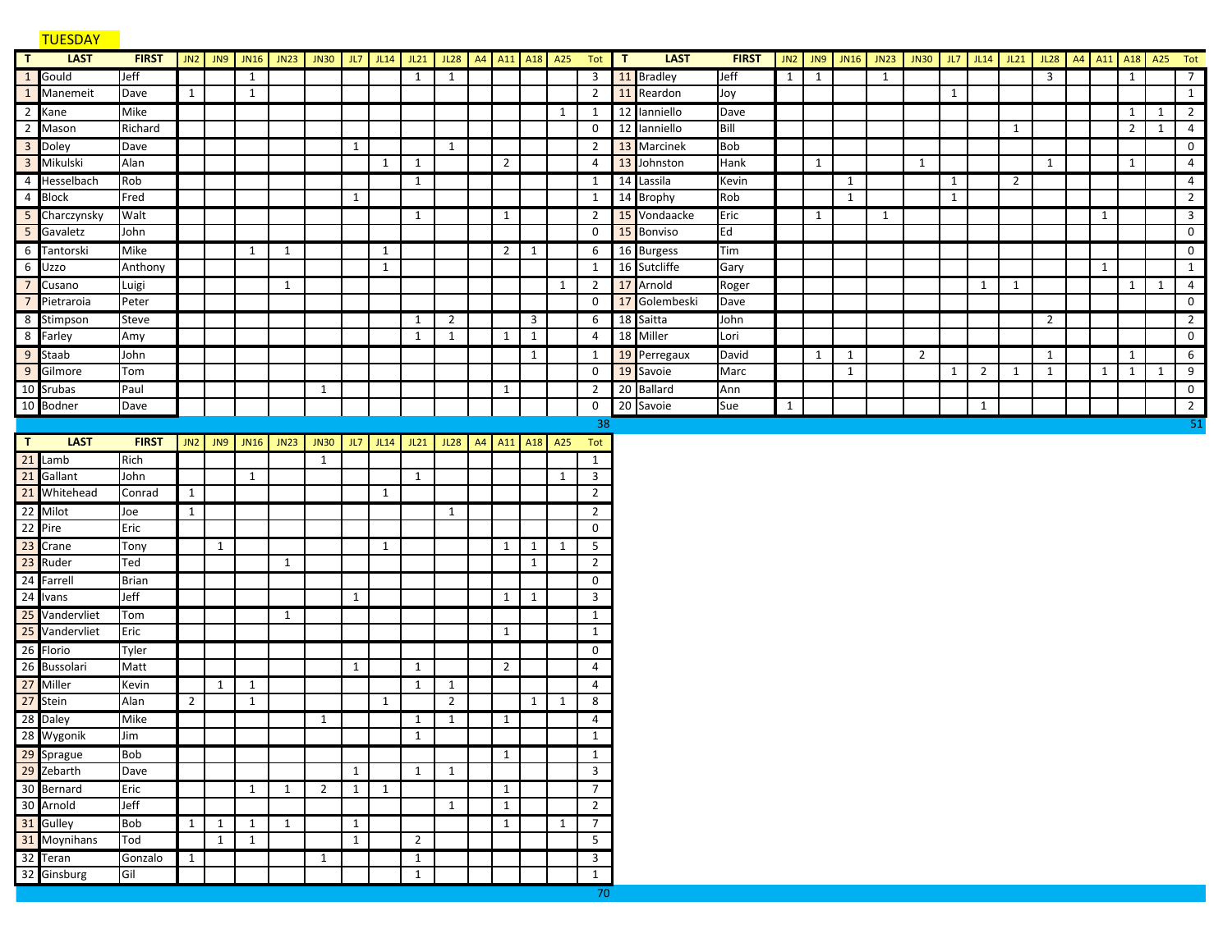TUESDAY

| T | LAST | FIRST | JN2 | JN9 | JN16 | JN23 | JN30 | JL7 | JL14 | JL21 | JL28 | A4 | A11 | A18 | A25 | Tot |
|---|---|---|---|---|---|---|---|---|---|---|---|---|---|---|---|---|
| 1 | Gould | Jeff | | | 1 | | | | | 1 | 1 | | | | | 3 |
| 1 | Manemeit | Dave | 1 | | 1 | | | | | | | | | | | 2 |
| 2 | Kane | Mike | | | | | | | | | | | | | 1 | 1 |
| 2 | Mason | Richard | | | | | | | | | | | | | | 0 |
| 3 | Doley | Dave | | | | | | 1 | | | 1 | | | | | 2 |
| 3 | Mikulski | Alan | | | | | | | 1 | 1 | | | 2 | | | 4 |
| 4 | Hesselbach | Rob | | | | | | | | 1 | | | | | | 1 |
| 4 | Block | Fred | | | | | | 1 | | | | | | | | 1 |
| 5 | Charczynsky | Walt | | | | | | | | 1 | | | 1 | | | 2 |
| 5 | Gavaletz | John | | | | | | | | | | | | | | 0 |
| 6 | Tantorski | Mike | | | 1 | 1 | | | 1 | | | | 2 | 1 | | 6 |
| 6 | Uzzo | Anthony | | | | | | | 1 | | | | | | | 1 |
| 7 | Cusano | Luigi | | | | 1 | | | | | | | | | 1 | 2 |
| 7 | Pietraroia | Peter | | | | | | | | | | | | | | 0 |
| 8 | Stimpson | Steve | | | | | | | | 1 | 2 | | | 3 | | 6 |
| 8 | Farley | Amy | | | | | | | | 1 | 1 | | 1 | 1 | | 4 |
| 9 | Staab | John | | | | | | | | | | | | 1 | | 1 |
| 9 | Gilmore | Tom | | | | | | | | | | | | | | 0 |
| 10 | Srubas | Paul | | | | | 1 | | | | | | 1 | | | 2 |
| 10 | Bodner | Dave | | | | | | | | | | | | | | 0 |
| | | | | | | | | | | | | | | | | 38 |

| T | LAST | FIRST | JN2 | JN9 | JN16 | JN23 | JN30 | JL7 | JL14 | JL21 | JL28 | A4 | A11 | A18 | A25 | Tot |
|---|---|---|---|---|---|---|---|---|---|---|---|---|---|---|---|---|
| 11 | Bradley | Jeff | 1 | 1 | | 1 | | | | | 3 | | | 1 | | 7 |
| 11 | Reardon | Joy | | | | | | 1 | | | | | | | | 1 |
| 12 | Ianniello | Dave | | | | | | | | | | | | 1 | 1 | 2 |
| 12 | Ianniello | Bill | | | | | | | | 1 | | | | 2 | 1 | 4 |
| 13 | Marcinek | Bob | | | | | | | | | | | | | | 0 |
| 13 | Johnston | Hank | | 1 | | | 1 | | | | 1 | | | 1 | | 4 |
| 14 | Lassila | Kevin | | | 1 | | | 1 | | 2 | | | | | | 4 |
| 14 | Brophy | Rob | | | 1 | | | 1 | | | | | | | | 2 |
| 15 | Vondaacke | Eric | | 1 | | 1 | | | | | | | 1 | | | 3 |
| 15 | Bonviso | Ed | | | | | | | | | | | | | | 0 |
| 16 | Burgess | Tim | | | | | | | | | | | | | | 0 |
| 16 | Sutcliffe | Gary | | | | | | | | | | | 1 | | | 1 |
| 17 | Arnold | Roger | | | | | | | 1 | 1 | | | | 1 | 1 | 4 |
| 17 | Golembeski | Dave | | | | | | | | | | | | | | 0 |
| 18 | Saitta | John | | | | | | | | | 2 | | | | | 2 |
| 18 | Miller | Lori | | | | | | | | | | | | | | 0 |
| 19 | Perregaux | David | | 1 | 1 | | 2 | | | | 1 | | | 1 | | 6 |
| 19 | Savoie | Marc | | | 1 | | | 1 | 2 | 1 | 1 | | 1 | 1 | 1 | 9 |
| 20 | Ballard | Ann | | | | | | | | | | | | | | 0 |
| 20 | Savoie | Sue | 1 | | | | | | 1 | | | | | | | 2 |
| | | | | | | | | | | | | | | | | 51 |

| T | LAST | FIRST | JN2 | JN9 | JN16 | JN23 | JN30 | JL7 | JL14 | JL21 | JL28 | A4 | A11 | A18 | A25 | Tot |
|---|---|---|---|---|---|---|---|---|---|---|---|---|---|---|---|---|
| 21 | Lamb | Rich | | | | | 1 | | | | | | | | | 1 |
| 21 | Gallant | John | | | 1 | | | | | 1 | | | | | 1 | 3 |
| 21 | Whitehead | Conrad | 1 | | | | | | 1 | | | | | | | 2 |
| 22 | Milot | Joe | 1 | | | | | | | | 1 | | | | | 2 |
| 22 | Pire | Eric | | | | | | | | | | | | | | 0 |
| 23 | Crane | Tony | | 1 | | | | | 1 | | | | 1 | 1 | 1 | 5 |
| 23 | Ruder | Ted | | | | 1 | | | | | | | | 1 | | 2 |
| 24 | Farrell | Brian | | | | | | | | | | | | | | 0 |
| 24 | Ivans | Jeff | | | | | | 1 | | | | | 1 | 1 | | 3 |
| 25 | Vandervliet | Tom | | | | 1 | | | | | | | | | | 1 |
| 25 | Vandervliet | Eric | | | | | | | | | | | 1 | | | 1 |
| 26 | Florio | Tyler | | | | | | | | | | | | | | 0 |
| 26 | Bussolari | Matt | | | | | | 1 | | 1 | | | 2 | | | 4 |
| 27 | Miller | Kevin | | 1 | 1 | | | | | 1 | 1 | | | | | 4 |
| 27 | Stein | Alan | 2 | | 1 | | | | 1 | | 2 | | | 1 | 1 | 8 |
| 28 | Daley | Mike | | | | | 1 | | | 1 | 1 | | 1 | | | 4 |
| 28 | Wygonik | Jim | | | | | | | | 1 | | | | | | 1 |
| 29 | Sprague | Bob | | | | | | | | | | | 1 | | | 1 |
| 29 | Zebarth | Dave | | | | | | 1 | | 1 | 1 | | | | | 3 |
| 30 | Bernard | Eric | | | 1 | 1 | 2 | 1 | 1 | | | | 1 | | | 7 |
| 30 | Arnold | Jeff | | | | | | | | | 1 | | 1 | | | 2 |
| 31 | Gulley | Bob | 1 | 1 | 1 | 1 | | 1 | | | | | 1 | | 1 | 7 |
| 31 | Moynihans | Tod | | 1 | 1 | | | 1 | | 2 | | | | | | 5 |
| 32 | Teran | Gonzalo | 1 | | | | 1 | | | 1 | | | | | | 3 |
| 32 | Ginsburg | Gil | | | | | | | | 1 | | | | | | 1 |
| | | | | | | | | | | | | | | | | 70 |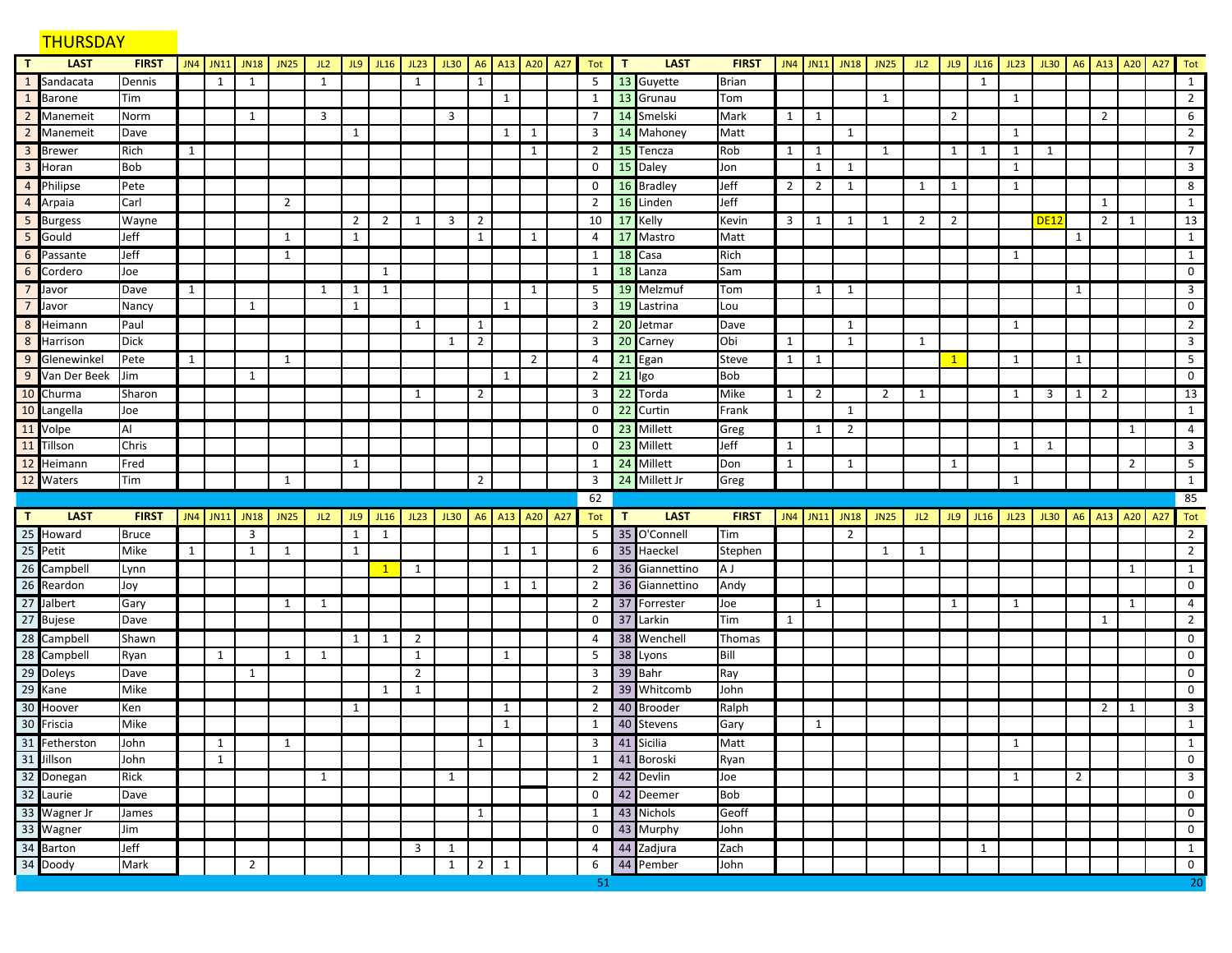# THURSDAY

| T | LAST | FIRST | JN4 | JN11 | JN18 | JN25 | JL2 | JL9 | JL16 | JL23 | JL30 | A6 | A13 | A20 | A27 | Tot |
|---|---|---|---|---|---|---|---|---|---|---|---|---|---|---|---|---|
| 1 | Sandacata | Dennis | | 1 | 1 | | 1 | | | 1 | | 1 | | | | 5 |
| 1 | Barone | Tim | | | | | | | | | | | 1 | | | 1 |
| 2 | Manemeit | Norm | | | 1 | | 3 | | | | 3 | | | | | 7 |
| 2 | Manemeit | Dave | | | | | | 1 | | | | | 1 | 1 | | 3 |
| 3 | Brewer | Rich | 1 | | | | | | | | | | | 1 | | 2 |
| 3 | Horan | Bob | | | | | | | | | | | | | | 0 |
| 4 | Philipse | Pete | | | | | | | | | | | | | | 0 |
| 4 | Arpaia | Carl | | | | 2 | | | | | | | | | | 2 |
| 5 | Burgess | Wayne | | | | | | 2 | 2 | 1 | 3 | 2 | | | | 10 |
| 5 | Gould | Jeff | | | | 1 | | 1 | | | | 1 | | 1 | | 4 |
| 6 | Passante | Jeff | | | | 1 | | | | | | | | | | 1 |
| 6 | Cordero | Joe | | | | | | | 1 | | | | | | | 1 |
| 7 | Javor | Dave | 1 | | | | 1 | 1 | 1 | | | | | 1 | | 5 |
| 7 | Javor | Nancy | | | 1 | | | 1 | | | | | 1 | | | 3 |
| 8 | Heimann | Paul | | | | | | | | 1 | | 1 | | | | 2 |
| 8 | Harrison | Dick | | | | | | | | | 1 | 2 | | | | 3 |
| 9 | Glenewinkel | Pete | 1 | | | 1 | | | | | | | | 2 | | 4 |
| 9 | Van Der Beek | Jim | | | 1 | | | | | | | | 1 | | | 2 |
| 10 | Churma | Sharon | | | | | | | | 1 | | 2 | | | | 3 |
| 10 | Langella | Joe | | | | | | | | | | | | | | 0 |
| 11 | Volpe | Al | | | | | | | | | | | | | | 0 |
| 11 | Tillson | Chris | | | | | | | | | | | | | | 0 |
| 12 | Heimann | Fred | | | | | | 1 | | | | | | | | 1 |
| 12 | Waters | Tim | | | | 1 | | | | | | 2 | | | | 3 |
| | | | | | | | | | | | | | | | | 62 |

| T | LAST | FIRST | JN4 | JN11 | JN18 | JN25 | JL2 | JL9 | JL16 | JL23 | JL30 | A6 | A13 | A20 | A27 | Tot |
|---|---|---|---|---|---|---|---|---|---|---|---|---|---|---|---|---|
| 13 | Guyette | Brian | | | | | | | 1 | | | | | | | 1 |
| 13 | Grunau | Tom | | | | 1 | | | | 1 | | | | | | 2 |
| 14 | Smelski | Mark | 1 | 1 | | | | 2 | | | | | 2 | | | 6 |
| 14 | Mahoney | Matt | | | 1 | | | | | 1 | | | | | | 2 |
| 15 | Tencza | Rob | 1 | 1 | | 1 | | 1 | 1 | 1 | 1 | | | | | 7 |
| 15 | Daley | Jon | | 1 | 1 | | | | | 1 | | | | | | 3 |
| 16 | Bradley | Jeff | 2 | 2 | 1 | | 1 | 1 | | 1 | | | | | | 8 |
| 16 | Linden | Jeff | | | | | | | | | | | 1 | | | 1 |
| 17 | Kelly | Kevin | 3 | 1 | 1 | 1 | 2 | 2 | | | DE12 | | 2 | 1 | | 13 |
| 17 | Mastro | Matt | | | | | | | | | | 1 | | | | 1 |
| 18 | Casa | Rich | | | | | | | | 1 | | | | | | 1 |
| 18 | Lanza | Sam | | | | | | | | | | | | | | 0 |
| 19 | Melzmuf | Tom | | 1 | 1 | | | | | | | 1 | | | | 3 |
| 19 | Lastrina | Lou | | | | | | | | | | | | | | 0 |
| 20 | Jetmar | Dave | | | 1 | | | | | 1 | | | | | | 2 |
| 20 | Carney | Obi | 1 | | 1 | | 1 | | | | | | | | | 3 |
| 21 | Egan | Steve | 1 | 1 | | | | 1 | | 1 | | 1 | | | | 5 |
| 21 | Igo | Bob | | | | | | | | | | | | | | 0 |
| 22 | Torda | Mike | 1 | 2 | | 2 | 1 | | | 1 | 3 | 1 | 2 | | | 13 |
| 22 | Curtin | Frank | | | 1 | | | | | | | | | | | 1 |
| 23 | Millett | Greg | | 1 | 2 | | | | | | | | | 1 | | 4 |
| 23 | Millett | Jeff | 1 | | | | | | | 1 | 1 | | | | | 3 |
| 24 | Millett | Don | 1 | | 1 | | | 1 | | | | | | 2 | | 5 |
| 24 | Millett Jr | Greg | | | | | | | | 1 | | | | | | 1 |
| | | | | | | | | | | | | | | | | 85 |

| T | LAST | FIRST | JN4 | JN11 | JN18 | JN25 | JL2 | JL9 | JL16 | JL23 | JL30 | A6 | A13 | A20 | A27 | Tot |
|---|---|---|---|---|---|---|---|---|---|---|---|---|---|---|---|---|
| 25 | Howard | Bruce | | | 3 | | | 1 | 1 | | | | | | | 5 |
| 25 | Petit | Mike | 1 | | 1 | 1 | | 1 | | | | | 1 | 1 | | 6 |
| 26 | Campbell | Lynn | | | | | | | 1 | 1 | | | | | | 2 |
| 26 | Reardon | Joy | | | | | | | | | | | 1 | 1 | | 2 |
| 27 | Jalbert | Gary | | | | 1 | 1 | | | | | | | | | 2 |
| 27 | Bujese | Dave | | | | | | | | | | | | | | 0 |
| 28 | Campbell | Shawn | | | | | | 1 | 1 | 2 | | | | | | 4 |
| 28 | Campbell | Ryan | | 1 | | 1 | 1 | | | 1 | | | 1 | | | 5 |
| 29 | Doleys | Dave | | | 1 | | | | | 2 | | | | | | 3 |
| 29 | Kane | Mike | | | | | | | 1 | 1 | | | | | | 2 |
| 30 | Hoover | Ken | | | | | | 1 | | | | | 1 | | | 2 |
| 30 | Friscia | Mike | | | | | | | | | | | 1 | | | 1 |
| 31 | Fetherston | John | | 1 | | 1 | | | | | | 1 | | | | 3 |
| 31 | Jillson | John | | 1 | | | | | | | | | | | | 1 |
| 32 | Donegan | Rick | | | | | 1 | | | | 1 | | | | | 2 |
| 32 | Laurie | Dave | | | | | | | | | | | | | | 0 |
| 33 | Wagner Jr | James | | | | | | | | | | 1 | | | | 1 |
| 33 | Wagner | Jim | | | | | | | | | | | | | | 0 |
| 34 | Barton | Jeff | | | | | | | | 3 | 1 | | | | | 4 |
| 34 | Doody | Mark | | | 2 | | | | | | 1 | 2 | 1 | | | 6 |
| | | | | | | | | | | | | | | | | 51 |

| T | LAST | FIRST | JN4 | JN11 | JN18 | JN25 | JL2 | JL9 | JL16 | JL23 | JL30 | A6 | A13 | A20 | A27 | Tot |
|---|---|---|---|---|---|---|---|---|---|---|---|---|---|---|---|---|
| 35 | O'Connell | Tim | | | 2 | | | | | | | | | | | 2 |
| 35 | Haeckel | Stephen | | | | 1 | 1 | | | | | | | | | 2 |
| 36 | Giannettino | A J | | | | | | | | | | | | 1 | | 1 |
| 36 | Giannettino | Andy | | | | | | | | | | | | | | 0 |
| 37 | Forrester | Joe | | 1 | | | | 1 | | 1 | | | | 1 | | 4 |
| 37 | Larkin | Tim | 1 | | | | | | | | | | 1 | | | 2 |
| 38 | Wenchell | Thomas | | | | | | | | | | | | | | 0 |
| 38 | Lyons | Bill | | | | | | | | | | | | | | 0 |
| 39 | Bahr | Ray | | | | | | | | | | | | | | 0 |
| 39 | Whitcomb | John | | | | | | | | | | | | | | 0 |
| 40 | Brooder | Ralph | | | | | | | | | | | 2 | 1 | | 3 |
| 40 | Stevens | Gary | | 1 | | | | | | | | | | | | 1 |
| 41 | Sicilia | Matt | | | | | | | | 1 | | | | | | 1 |
| 41 | Boroski | Ryan | | | | | | | | | | | | | | 0 |
| 42 | Devlin | Joe | | | | | | | | 1 | | 2 | | | | 3 |
| 42 | Deemer | Bob | | | | | | | | | | | | | | 0 |
| 43 | Nichols | Geoff | | | | | | | | | | | | | | 0 |
| 43 | Murphy | John | | | | | | | | | | | | | | 0 |
| 44 | Zadjura | Zach | | | | | | | 1 | | | | | | | 1 |
| 44 | Pember | John | | | | | | | | | | | | | | 0 |
| | | | | | | | | | | | | | | | | 20 |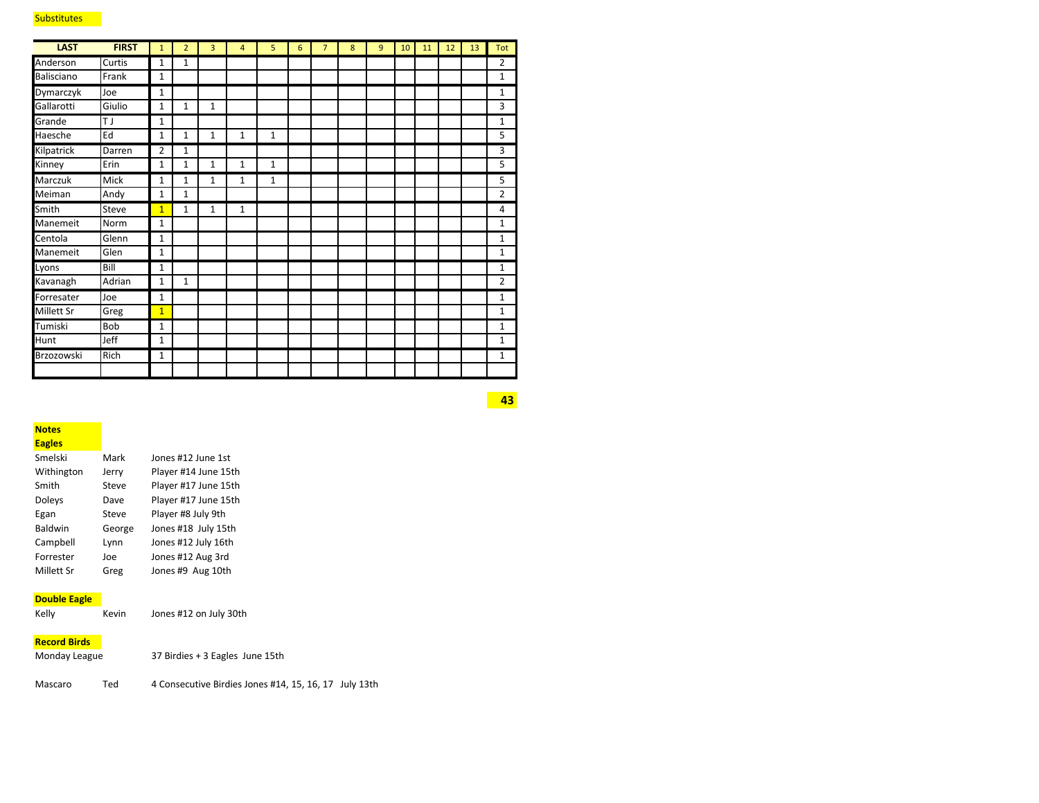Substitutes

| LAST | FIRST | 1 | 2 | 3 | 4 | 5 | 6 | 7 | 8 | 9 | 10 | 11 | 12 | 13 | Tot |
|---|---|---|---|---|---|---|---|---|---|---|---|---|---|---|---|
| Anderson | Curtis | 1 | 1 | | | | | | | | | | | | 2 |
| Balisciano | Frank | 1 | | | | | | | | | | | | | 1 |
| Dymarczyk | Joe | 1 | | | | | | | | | | | | | 1 |
| Gallarotti | Giulio | 1 | 1 | 1 | | | | | | | | | | | 3 |
| Grande | T J | 1 | | | | | | | | | | | | | 1 |
| Haesche | Ed | 1 | 1 | 1 | 1 | 1 | | | | | | | | | 5 |
| Kilpatrick | Darren | 2 | 1 | | | | | | | | | | | | 3 |
| Kinney | Erin | 1 | 1 | 1 | 1 | 1 | | | | | | | | | 5 |
| Marczuk | Mick | 1 | 1 | 1 | 1 | 1 | | | | | | | | | 5 |
| Meiman | Andy | 1 | 1 | | | | | | | | | | | | 2 |
| Smith | Steve | 1 | 1 | 1 | 1 | | | | | | | | | | 4 |
| Manemeit | Norm | 1 | | | | | | | | | | | | | 1 |
| Centola | Glenn | 1 | | | | | | | | | | | | | 1 |
| Manemeit | Glen | 1 | | | | | | | | | | | | | 1 |
| Lyons | Bill | 1 | | | | | | | | | | | | | 1 |
| Kavanagh | Adrian | 1 | 1 | | | | | | | | | | | | 2 |
| Forresater | Joe | 1 | | | | | | | | | | | | | 1 |
| Millett Sr | Greg | 1 | | | | | | | | | | | | | 1 |
| Tumiski | Bob | 1 | | | | | | | | | | | | | 1 |
| Hunt | Jeff | 1 | | | | | | | | | | | | | 1 |
| Brzozowski | Rich | 1 | | | | | | | | | | | | | 1 |
| | | | | | | | | | | | | | | | |

**43**

**Notes**

**Eagles**

| | | |
|---|---|---|
| Smelski | Mark | Jones #12 June 1st |
| Withington | Jerry | Player #14 June 15th |
| Smith | Steve | Player #17 June 15th |
| Doleys | Dave | Player #17 June 15th |
| Egan | Steve | Player #8 July 9th |
| Baldwin | George | Jones #18 July 15th |
| Campbell | Lynn | Jones #12 July 16th |
| Forrester | Joe | Jones #12 Aug 3rd |
| Millett Sr | Greg | Jones #9 Aug 10th |

**Double Eagle**

| | | |
|---|---|---|
| Kelly | Kevin | Jones #12 on July 30th |

**Record Birds**

Monday League — 37 Birdies + 3 Eagles June 15th

Mascaro Ted — 4 Consecutive Birdies Jones #14, 15, 16, 17 July 13th